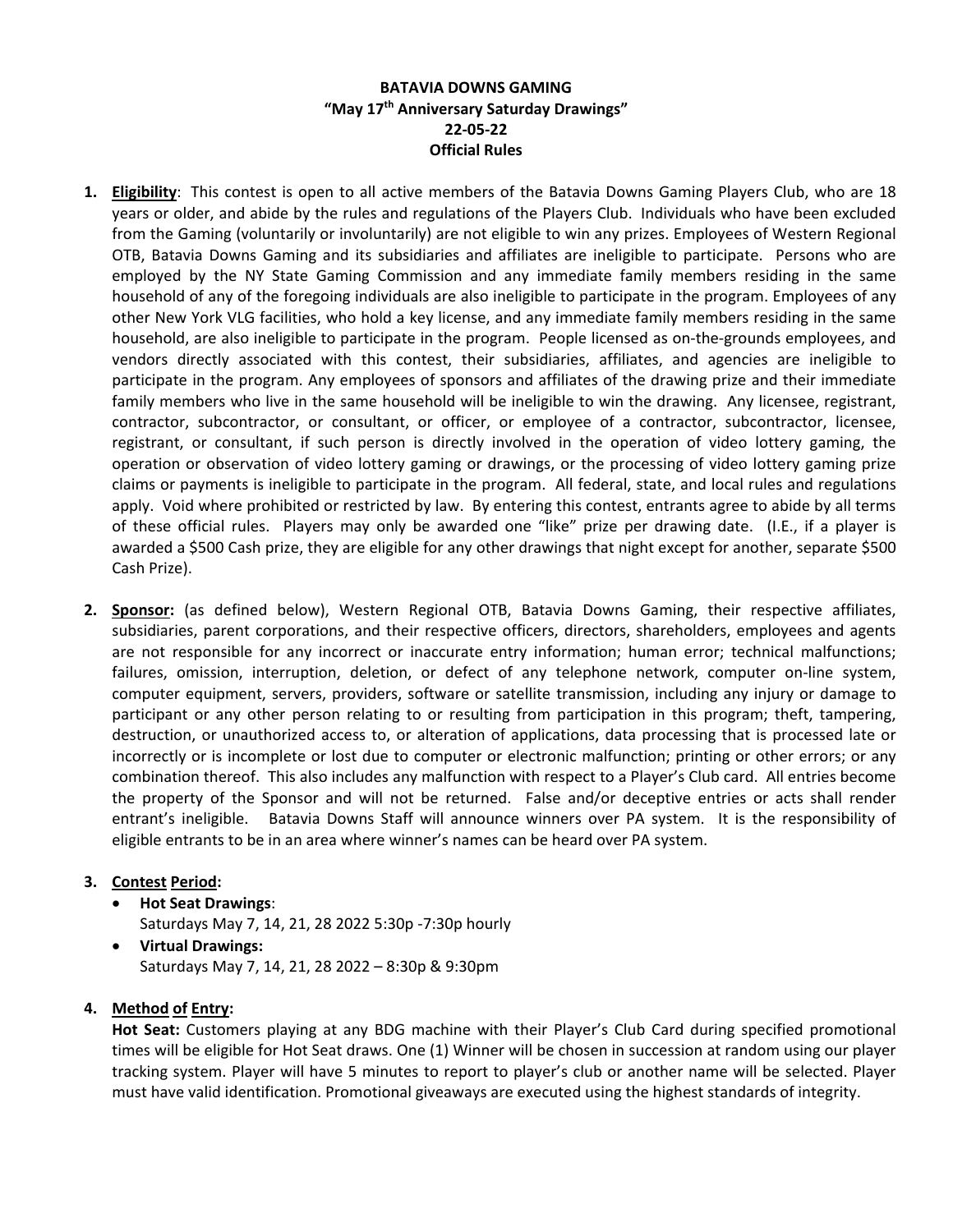**BATAVIA DOWNS GAMING**
**"May 17th Anniversary Saturday Drawings"**
**22-05-22**
**Official Rules**

1. **Eligibility**: This contest is open to all active members of the Batavia Downs Gaming Players Club, who are 18 years or older, and abide by the rules and regulations of the Players Club. Individuals who have been excluded from the Gaming (voluntarily or involuntarily) are not eligible to win any prizes. Employees of Western Regional OTB, Batavia Downs Gaming and its subsidiaries and affiliates are ineligible to participate. Persons who are employed by the NY State Gaming Commission and any immediate family members residing in the same household of any of the foregoing individuals are also ineligible to participate in the program. Employees of any other New York VLG facilities, who hold a key license, and any immediate family members residing in the same household, are also ineligible to participate in the program. People licensed as on-the-grounds employees, and vendors directly associated with this contest, their subsidiaries, affiliates, and agencies are ineligible to participate in the program. Any employees of sponsors and affiliates of the drawing prize and their immediate family members who live in the same household will be ineligible to win the drawing. Any licensee, registrant, contractor, subcontractor, or consultant, or officer, or employee of a contractor, subcontractor, licensee, registrant, or consultant, if such person is directly involved in the operation of video lottery gaming, the operation or observation of video lottery gaming or drawings, or the processing of video lottery gaming prize claims or payments is ineligible to participate in the program. All federal, state, and local rules and regulations apply. Void where prohibited or restricted by law. By entering this contest, entrants agree to abide by all terms of these official rules. Players may only be awarded one "like" prize per drawing date. (I.E., if a player is awarded a $500 Cash prize, they are eligible for any other drawings that night except for another, separate $500 Cash Prize).

2. **Sponsor:** (as defined below), Western Regional OTB, Batavia Downs Gaming, their respective affiliates, subsidiaries, parent corporations, and their respective officers, directors, shareholders, employees and agents are not responsible for any incorrect or inaccurate entry information; human error; technical malfunctions; failures, omission, interruption, deletion, or defect of any telephone network, computer on-line system, computer equipment, servers, providers, software or satellite transmission, including any injury or damage to participant or any other person relating to or resulting from participation in this program; theft, tampering, destruction, or unauthorized access to, or alteration of applications, data processing that is processed late or incorrectly or is incomplete or lost due to computer or electronic malfunction; printing or other errors; or any combination thereof. This also includes any malfunction with respect to a Player's Club card. All entries become the property of the Sponsor and will not be returned. False and/or deceptive entries or acts shall render entrant's ineligible. Batavia Downs Staff will announce winners over PA system. It is the responsibility of eligible entrants to be in an area where winner's names can be heard over PA system.

3. **Contest Period:**
   - **Hot Seat Drawings**:
     Saturdays May 7, 14, 21, 28 2022 5:30p -7:30p hourly
   - **Virtual Drawings:**
     Saturdays May 7, 14, 21, 28 2022 – 8:30p & 9:30pm

4. **Method of Entry:**
   **Hot Seat:** Customers playing at any BDG machine with their Player's Club Card during specified promotional times will be eligible for Hot Seat draws. One (1) Winner will be chosen in succession at random using our player tracking system. Player will have 5 minutes to report to player's club or another name will be selected. Player must have valid identification. Promotional giveaways are executed using the highest standards of integrity.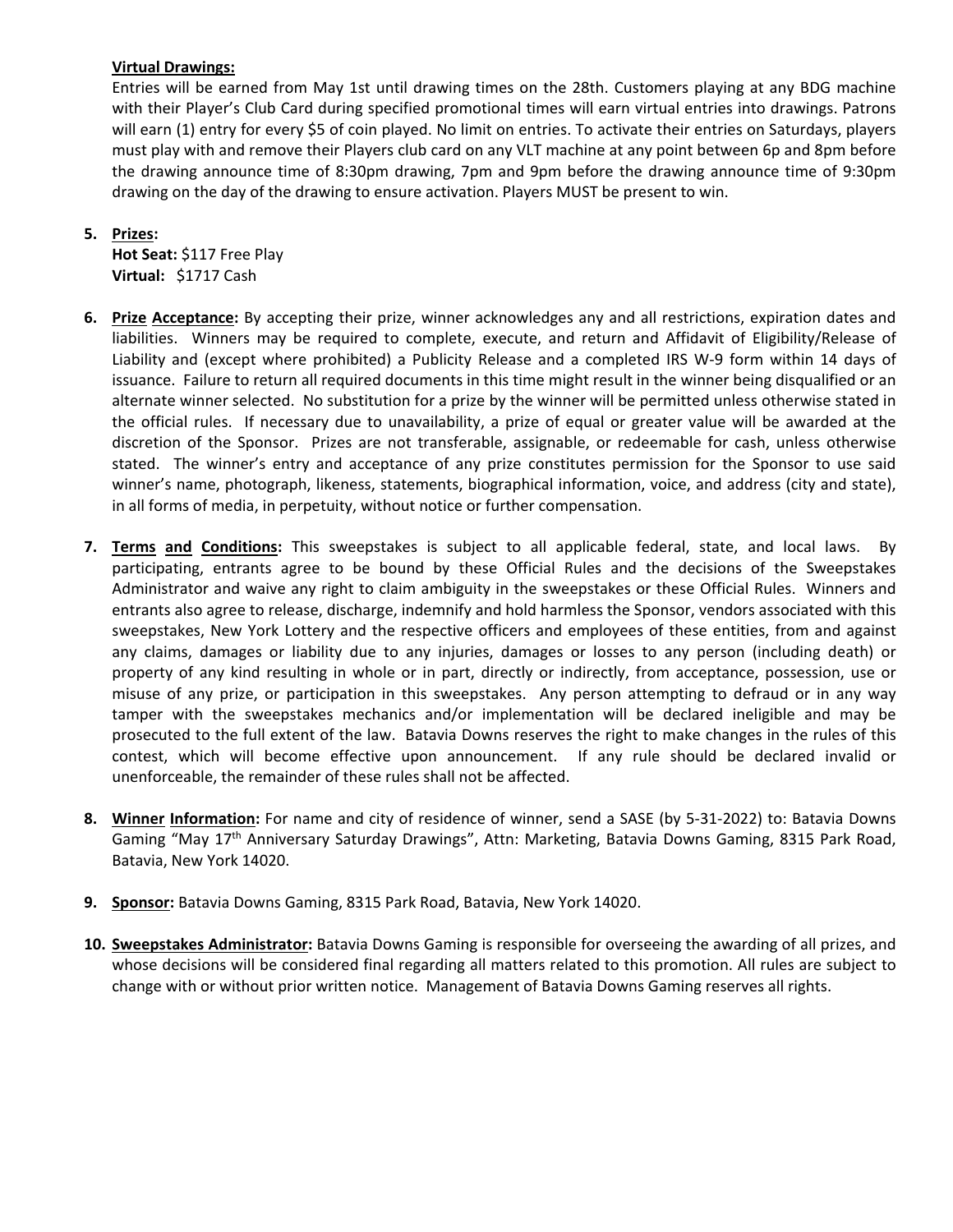**Virtual Drawings:**

Entries will be earned from May 1st until drawing times on the 28th. Customers playing at any BDG machine with their Player's Club Card during specified promotional times will earn virtual entries into drawings. Patrons will earn (1) entry for every $5 of coin played. No limit on entries. To activate their entries on Saturdays, players must play with and remove their Players club card on any VLT machine at any point between 6p and 8pm before the drawing announce time of 8:30pm drawing, 7pm and 9pm before the drawing announce time of 9:30pm drawing on the day of the drawing to ensure activation. Players MUST be present to win.

5. **Prizes:**
   **Hot Seat:** $117 Free Play
   **Virtual:** $1717 Cash

6. **Prize Acceptance:** By accepting their prize, winner acknowledges any and all restrictions, expiration dates and liabilities. Winners may be required to complete, execute, and return and Affidavit of Eligibility/Release of Liability and (except where prohibited) a Publicity Release and a completed IRS W-9 form within 14 days of issuance. Failure to return all required documents in this time might result in the winner being disqualified or an alternate winner selected. No substitution for a prize by the winner will be permitted unless otherwise stated in the official rules. If necessary due to unavailability, a prize of equal or greater value will be awarded at the discretion of the Sponsor. Prizes are not transferable, assignable, or redeemable for cash, unless otherwise stated. The winner's entry and acceptance of any prize constitutes permission for the Sponsor to use said winner's name, photograph, likeness, statements, biographical information, voice, and address (city and state), in all forms of media, in perpetuity, without notice or further compensation.

7. **Terms and Conditions:** This sweepstakes is subject to all applicable federal, state, and local laws. By participating, entrants agree to be bound by these Official Rules and the decisions of the Sweepstakes Administrator and waive any right to claim ambiguity in the sweepstakes or these Official Rules. Winners and entrants also agree to release, discharge, indemnify and hold harmless the Sponsor, vendors associated with this sweepstakes, New York Lottery and the respective officers and employees of these entities, from and against any claims, damages or liability due to any injuries, damages or losses to any person (including death) or property of any kind resulting in whole or in part, directly or indirectly, from acceptance, possession, use or misuse of any prize, or participation in this sweepstakes. Any person attempting to defraud or in any way tamper with the sweepstakes mechanics and/or implementation will be declared ineligible and may be prosecuted to the full extent of the law. Batavia Downs reserves the right to make changes in the rules of this contest, which will become effective upon announcement. If any rule should be declared invalid or unenforceable, the remainder of these rules shall not be affected.

8. **Winner Information:** For name and city of residence of winner, send a SASE (by 5-31-2022) to: Batavia Downs Gaming "May 17th Anniversary Saturday Drawings", Attn: Marketing, Batavia Downs Gaming, 8315 Park Road, Batavia, New York 14020.

9. **Sponsor:** Batavia Downs Gaming, 8315 Park Road, Batavia, New York 14020.

10. **Sweepstakes Administrator:** Batavia Downs Gaming is responsible for overseeing the awarding of all prizes, and whose decisions will be considered final regarding all matters related to this promotion. All rules are subject to change with or without prior written notice. Management of Batavia Downs Gaming reserves all rights.